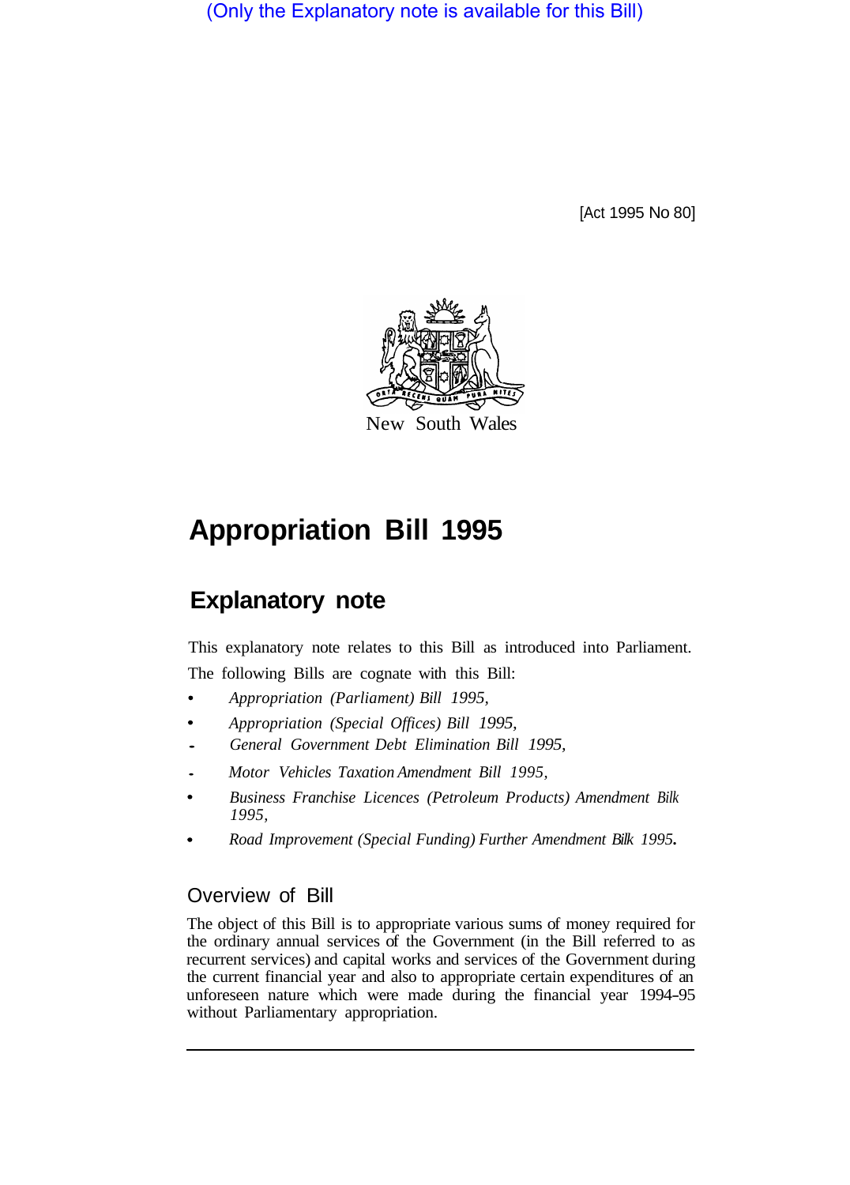(Only the Explanatory note is available for this Bill)

[Act 1995 No 80]

New South Wales

# Appropriation Bill 1995

## Explanatory note

This explanatory note relates to this Bill as introduced into Parliament.

The following Bills are cognate with this Bill:

- *Appropriation (Parliament) Bill 1995,*
- *Appropriation (Special Offices) Bill 1995,*
- *General Government Debt Elimination Bill 1995,*
- *Motor Vehicles Taxation Amendment Bill 1995,*
- *Business Franchise Licences (Petroleum Products) Amendment Bilk 1995,*
- *Road Improvement (Special Funding) Further Amendment Bilk 1995.*

### Overview of Bill

The object of this Bill is to appropriate various sums of money required for the ordinary annual services of the Government (in the Bill referred to as recurrent services) and capital works and services of the Government during the current financial year and also to appropriate certain expenditures of an unforeseen nature which were made during the financial year 1994-95 without Parliamentary appropriation.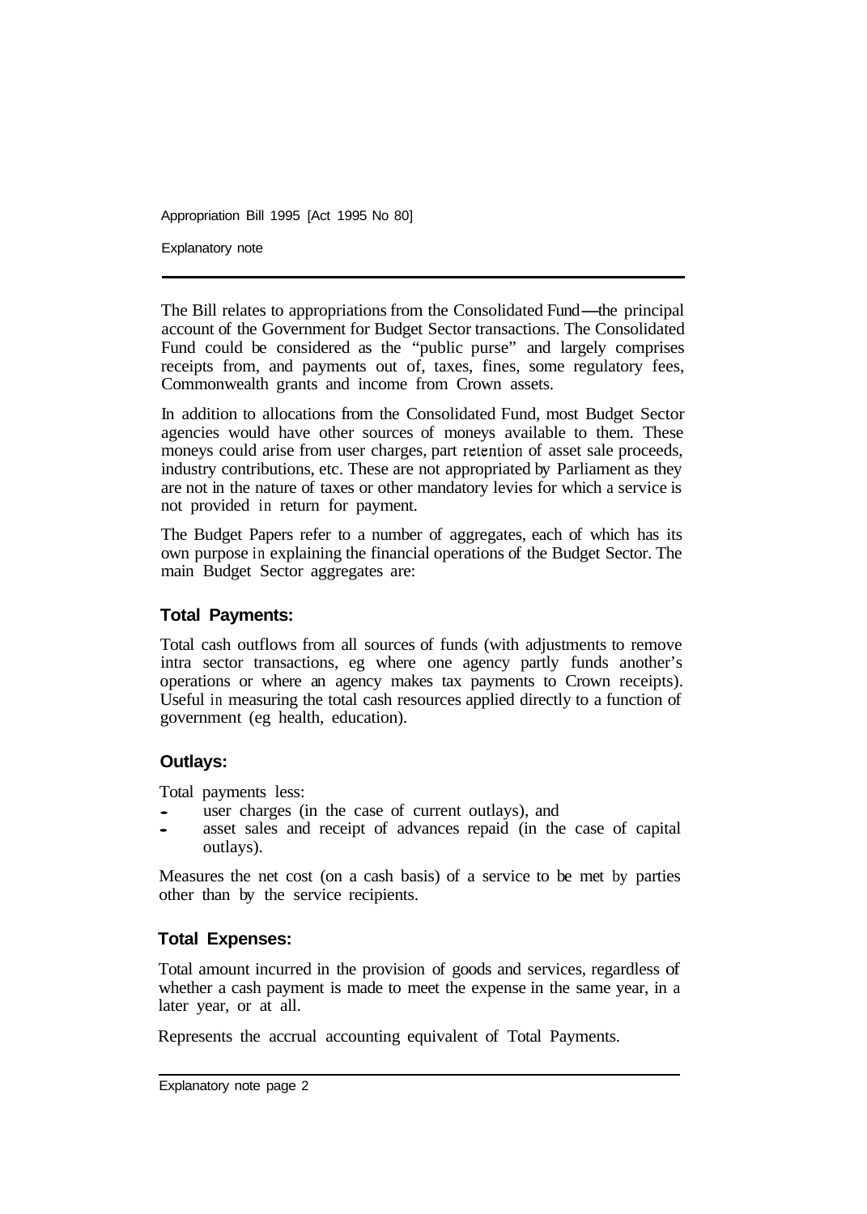The Bill relates to appropriations from the Consolidated Fund—the principal account of the Government for Budget Sector transactions. The Consolidated Fund could be considered as the "public purse" and largely comprises receipts from, and payments out of, taxes, fines, some regulatory fees, Commonwealth grants and income from Crown assets.

In addition to allocations from the Consolidated Fund, most Budget Sector agencies would have other sources of moneys available to them. These moneys could arise from user charges, part retention of asset sale proceeds, industry contributions, etc. These are not appropriated by Parliament as they are not in the nature of taxes or other mandatory levies for which a service is not provided in return for payment.

The Budget Papers refer to a number of aggregates, each of which has its own purpose in explaining the financial operations of the Budget Sector. The main Budget Sector aggregates are:

### Total Payments:

Total cash outflows from all sources of funds (with adjustments to remove intra sector transactions, eg where one agency partly funds another's operations or where an agency makes tax payments to Crown receipts). Useful in measuring the total cash resources applied directly to a function of government (eg health, education).

### Outlays:

Total payments less:

- user charges (in the case of current outlays), and
- asset sales and receipt of advances repaid (in the case of capital outlays).

Measures the net cost (on a cash basis) of a service to be met by parties other than by the service recipients.

### Total Expenses:

Total amount incurred in the provision of goods and services, regardless of whether a cash payment is made to meet the expense in the same year, in a later year, or at all.

Represents the accrual accounting equivalent of Total Payments.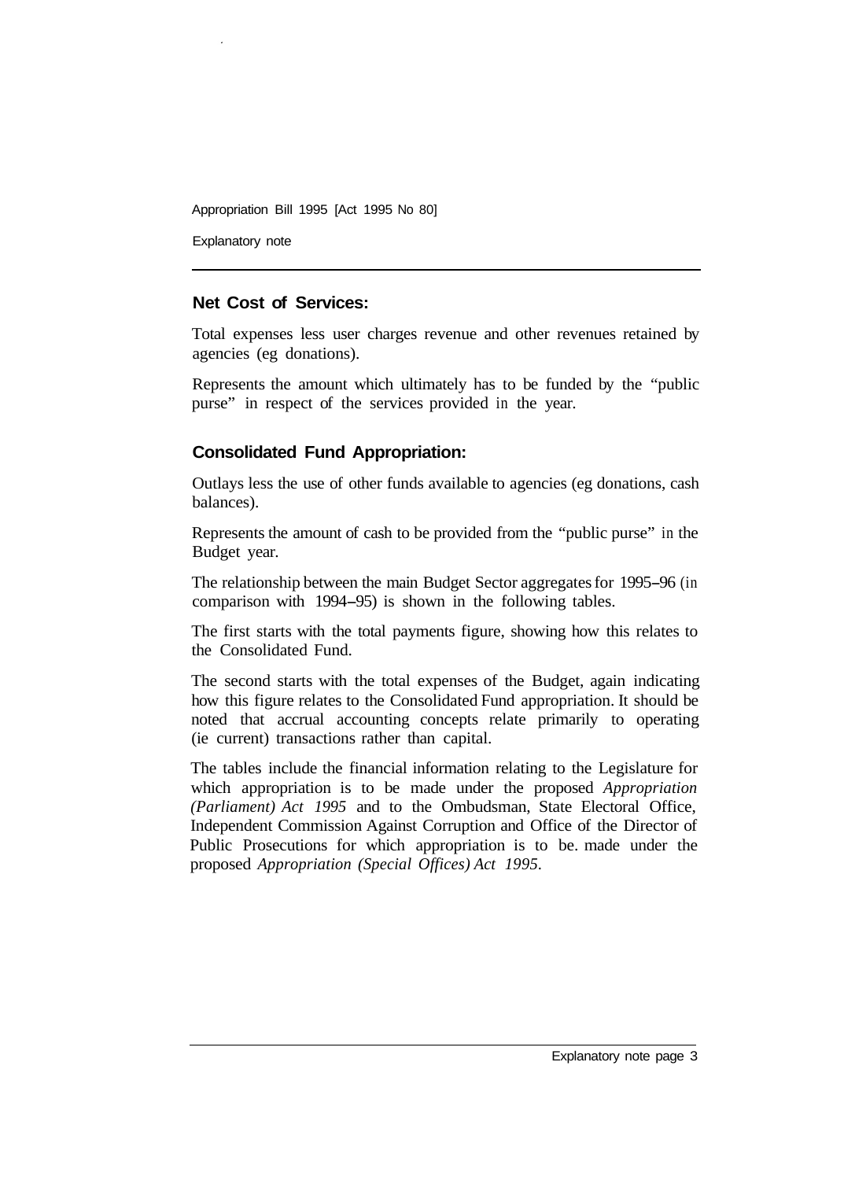### Net Cost of Services:

Total expenses less user charges revenue and other revenues retained by agencies (eg donations).

Represents the amount which ultimately has to be funded by the "public purse" in respect of the services provided in the year.

### Consolidated Fund Appropriation:

Outlays less the use of other funds available to agencies (eg donations, cash balances).

Represents the amount of cash to be provided from the "public purse" in the Budget year.

The relationship between the main Budget Sector aggregates for 1995–96 (in comparison with 1994–95) is shown in the following tables.

The first starts with the total payments figure, showing how this relates to the Consolidated Fund.

The second starts with the total expenses of the Budget, again indicating how this figure relates to the Consolidated Fund appropriation. It should be noted that accrual accounting concepts relate primarily to operating (ie current) transactions rather than capital.

The tables include the financial information relating to the Legislature for which appropriation is to be made under the proposed *Appropriation (Parliament) Act 1995* and to the Ombudsman, State Electoral Office, Independent Commission Against Corruption and Office of the Director of Public Prosecutions for which appropriation is to be. made under the proposed *Appropriation (Special Offices) Act 1995*.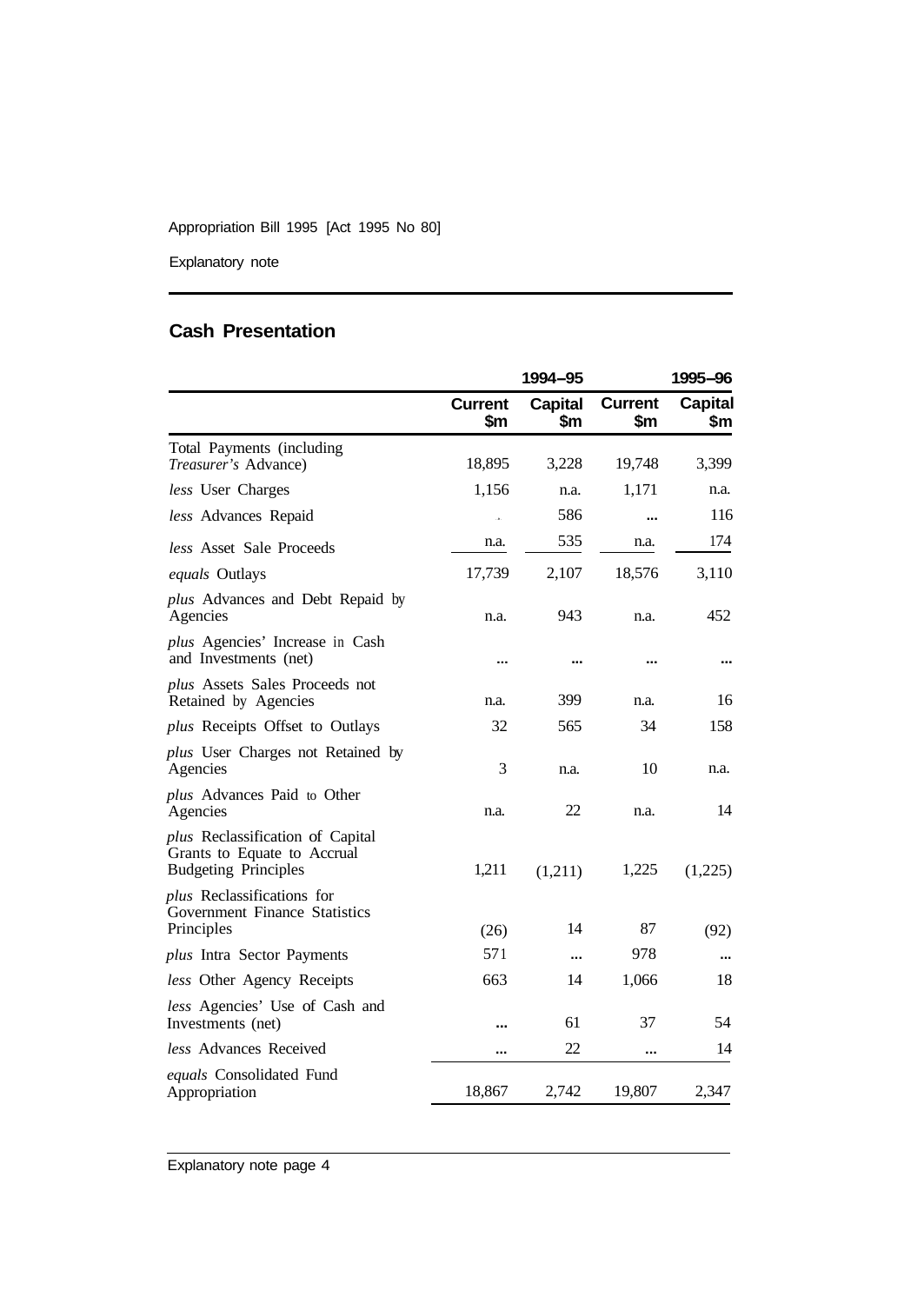## Cash Presentation

| | 1994–95 | | 1995–96 | |
|---|---|---|---|---|
| | **Current $m** | **Capital $m** | **Current $m** | **Capital $m** |
| Total Payments (including *Treasurer's* Advance) | 18,895 | 3,228 | 19,748 | 3,399 |
| *less* User Charges | 1,156 | n.a. | 1,171 | n.a. |
| *less* Advances Repaid | . | 586 | ... | 116 |
| *less* Asset Sale Proceeds | n.a. | 535 | n.a. | 174 |
| *equals* Outlays | 17,739 | 2,107 | 18,576 | 3,110 |
| *plus* Advances and Debt Repaid by Agencies | n.a. | 943 | n.a. | 452 |
| *plus* Agencies' Increase in Cash and Investments (net) | ... | ... | ... | ... |
| *plus* Assets Sales Proceeds not Retained by Agencies | n.a. | 399 | n.a. | 16 |
| *plus* Receipts Offset to Outlays | 32 | 565 | 34 | 158 |
| *plus* User Charges not Retained by Agencies | 3 | n.a. | 10 | n.a. |
| *plus* Advances Paid to Other Agencies | n.a. | 22 | n.a. | 14 |
| *plus* Reclassification of Capital Grants to Equate to Accrual Budgeting Principles | 1,211 | (1,211) | 1,225 | (1,225) |
| *plus* Reclassifications for Government Finance Statistics Principles | (26) | 14 | 87 | (92) |
| *plus* Intra Sector Payments | 571 | ... | 978 | ... |
| *less* Other Agency Receipts | 663 | 14 | 1,066 | 18 |
| *less* Agencies' Use of Cash and Investments (net) | ... | 61 | 37 | 54 |
| *less* Advances Received | ... | 22 | ... | 14 |
| *equals* Consolidated Fund Appropriation | 18,867 | 2,742 | 19,807 | 2,347 |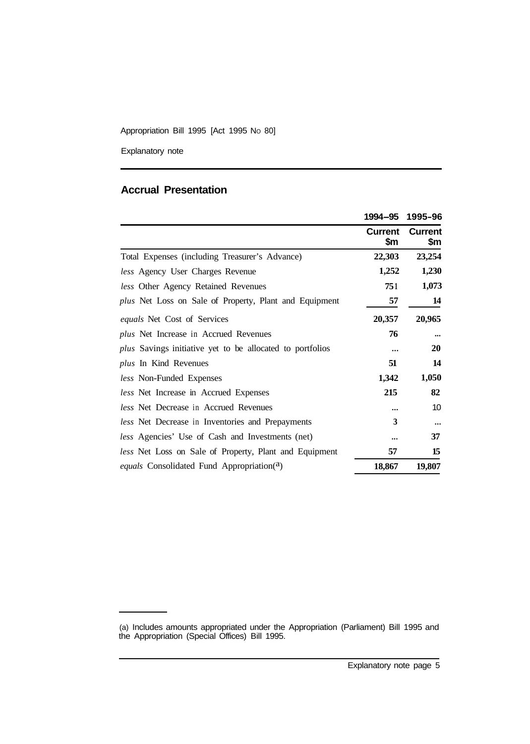## Accrual Presentation

| | 1994–95 | 1995–96 |
| --- | --- | --- |
| | **Current $m** | **Current $m** |
| Total Expenses (including Treasurer's Advance) | **22,303** | **23,254** |
| *less* Agency User Charges Revenue | **1,252** | **1,230** |
| *less* Other Agency Retained Revenues | **751** | **1,073** |
| *plus* Net Loss on Sale of Property, Plant and Equipment | **57** | **14** |
| *equals* Net Cost of Services | **20,357** | **20,965** |
| *plus* Net Increase in Accrued Revenues | **76** | **...** |
| *plus* Savings initiative yet to be allocated to portfolios | **...** | **20** |
| *plus* In Kind Revenues | **51** | **14** |
| *less* Non-Funded Expenses | **1,342** | **1,050** |
| *less* Net Increase in Accrued Expenses | **215** | **82** |
| *less* Net Decrease in Accrued Revenues | **...** | 10 |
| *less* Net Decrease in Inventories and Prepayments | **3** | **...** |
| *less* Agencies' Use of Cash and Investments (net) | **...** | **37** |
| *less* Net Loss on Sale of Property, Plant and Equipment | **57** | **15** |
| *equals* Consolidated Fund Appropriation[(a)] | **18,867** | **19,807** |

(a) Includes amounts appropriated under the Appropriation (Parliament) Bill 1995 and the Appropriation (Special Offices) Bill 1995.